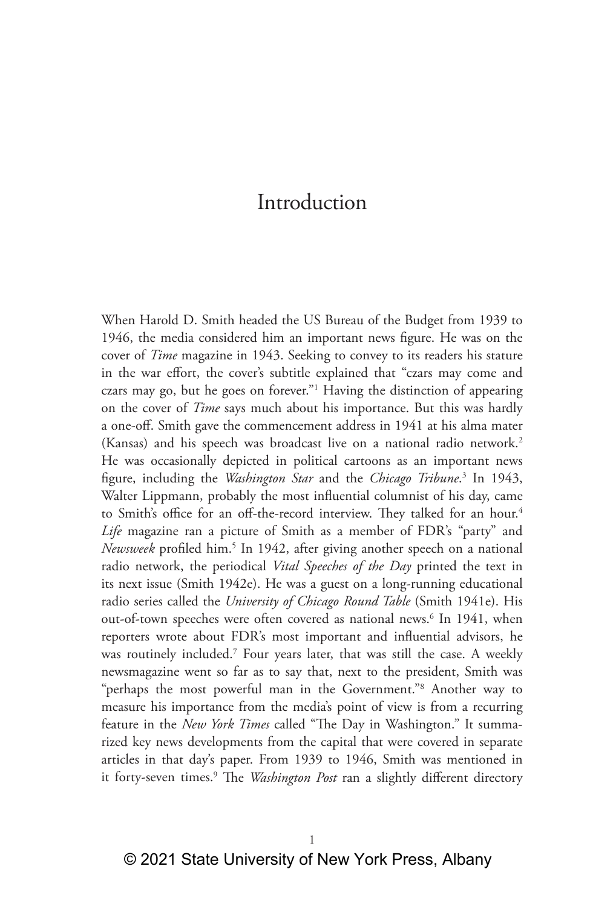# Introduction

When Harold D. Smith headed the US Bureau of the Budget from 1939 to 1946, the media considered him an important news figure. He was on the cover of *Time* magazine in 1943. Seeking to convey to its readers his stature in the war effort, the cover's subtitle explained that "czars may come and czars may go, but he goes on forever."[1] Having the distinction of appearing on the cover of *Time* says much about his importance. But this was hardly a one-off. Smith gave the commencement address in 1941 at his alma mater (Kansas) and his speech was broadcast live on a national radio network.[2] He was occasionally depicted in political cartoons as an important news figure, including the *Washington Star* and the *Chicago Tribune*.[3] In 1943, Walter Lippmann, probably the most influential columnist of his day, came to Smith's office for an off-the-record interview. They talked for an hour.[4] *Life* magazine ran a picture of Smith as a member of FDR's "party" and *Newsweek* profiled him.[5] In 1942, after giving another speech on a national radio network, the periodical *Vital Speeches of the Day* printed the text in its next issue (Smith 1942e). He was a guest on a long-running educational radio series called the *University of Chicago Round Table* (Smith 1941e). His out-of-town speeches were often covered as national news.[6] In 1941, when reporters wrote about FDR's most important and influential advisors, he was routinely included.[7] Four years later, that was still the case. A weekly newsmagazine went so far as to say that, next to the president, Smith was "perhaps the most powerful man in the Government."[8] Another way to measure his importance from the media's point of view is from a recurring feature in the *New York Times* called "The Day in Washington." It summarized key news developments from the capital that were covered in separate articles in that day's paper. From 1939 to 1946, Smith was mentioned in it forty-seven times.[9] The *Washington Post* ran a slightly different directory

© 2021 State University of New York Press, Albany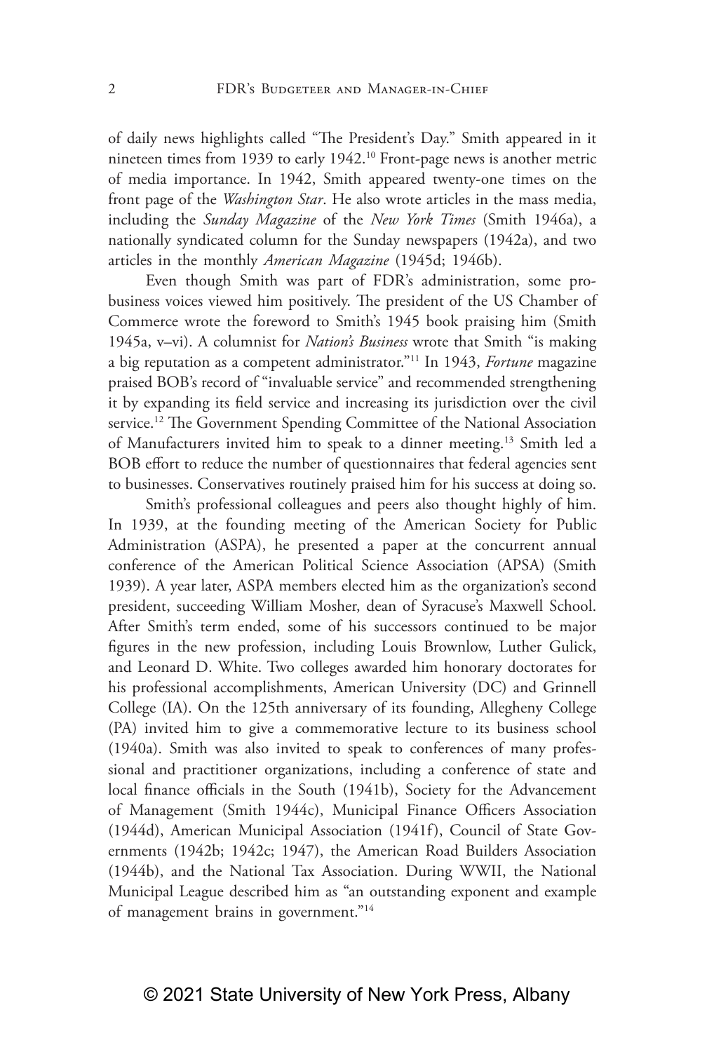of daily news highlights called "The President's Day." Smith appeared in it nineteen times from 1939 to early 1942.[10] Front-page news is another metric of media importance. In 1942, Smith appeared twenty-one times on the front page of the *Washington Star*. He also wrote articles in the mass media, including the *Sunday Magazine* of the *New York Times* (Smith 1946a), a nationally syndicated column for the Sunday newspapers (1942a), and two articles in the monthly *American Magazine* (1945d; 1946b).

Even though Smith was part of FDR's administration, some pro-business voices viewed him positively. The president of the US Chamber of Commerce wrote the foreword to Smith's 1945 book praising him (Smith 1945a, v–vi). A columnist for *Nation's Business* wrote that Smith "is making a big reputation as a competent administrator."[11] In 1943, *Fortune* magazine praised BOB's record of "invaluable service" and recommended strengthening it by expanding its field service and increasing its jurisdiction over the civil service.[12] The Government Spending Committee of the National Association of Manufacturers invited him to speak to a dinner meeting.[13] Smith led a BOB effort to reduce the number of questionnaires that federal agencies sent to businesses. Conservatives routinely praised him for his success at doing so.

Smith's professional colleagues and peers also thought highly of him. In 1939, at the founding meeting of the American Society for Public Administration (ASPA), he presented a paper at the concurrent annual conference of the American Political Science Association (APSA) (Smith 1939). A year later, ASPA members elected him as the organization's second president, succeeding William Mosher, dean of Syracuse's Maxwell School. After Smith's term ended, some of his successors continued to be major figures in the new profession, including Louis Brownlow, Luther Gulick, and Leonard D. White. Two colleges awarded him honorary doctorates for his professional accomplishments, American University (DC) and Grinnell College (IA). On the 125th anniversary of its founding, Allegheny College (PA) invited him to give a commemorative lecture to its business school (1940a). Smith was also invited to speak to conferences of many professional and practitioner organizations, including a conference of state and local finance officials in the South (1941b), Society for the Advancement of Management (Smith 1944c), Municipal Finance Officers Association (1944d), American Municipal Association (1941f), Council of State Governments (1942b; 1942c; 1947), the American Road Builders Association (1944b), and the National Tax Association. During WWII, the National Municipal League described him as "an outstanding exponent and example of management brains in government."[14]

© 2021 State University of New York Press, Albany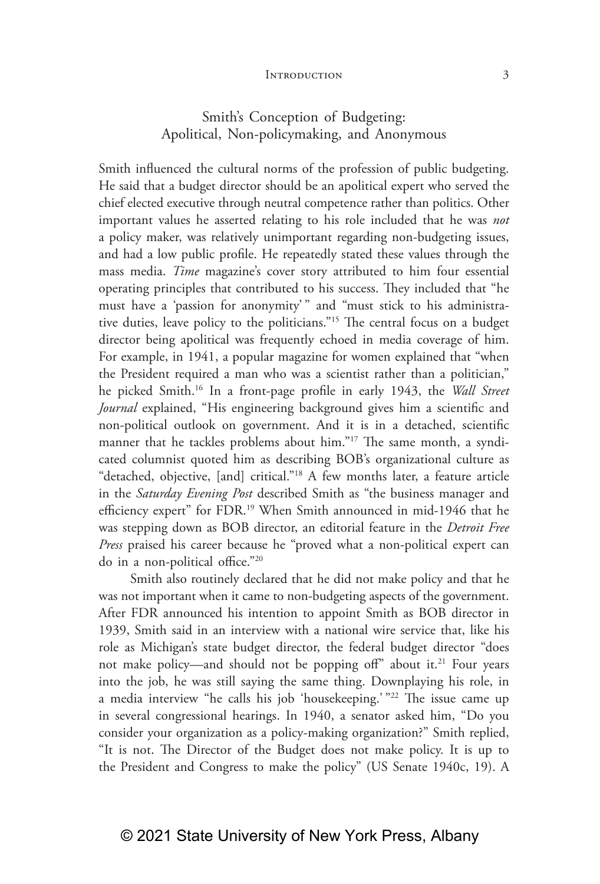## Smith's Conception of Budgeting: Apolitical, Non-policymaking, and Anonymous

Smith influenced the cultural norms of the profession of public budgeting. He said that a budget director should be an apolitical expert who served the chief elected executive through neutral competence rather than politics. Other important values he asserted relating to his role included that he was *not* a policy maker, was relatively unimportant regarding non-budgeting issues, and had a low public profile. He repeatedly stated these values through the mass media. *Time* magazine's cover story attributed to him four essential operating principles that contributed to his success. They included that "he must have a 'passion for anonymity'" and "must stick to his administrative duties, leave policy to the politicians."[15] The central focus on a budget director being apolitical was frequently echoed in media coverage of him. For example, in 1941, a popular magazine for women explained that "when the President required a man who was a scientist rather than a politician," he picked Smith.[16] In a front-page profile in early 1943, the *Wall Street Journal* explained, "His engineering background gives him a scientific and non-political outlook on government. And it is in a detached, scientific manner that he tackles problems about him."[17] The same month, a syndicated columnist quoted him as describing BOB's organizational culture as "detached, objective, [and] critical."[18] A few months later, a feature article in the *Saturday Evening Post* described Smith as "the business manager and efficiency expert" for FDR.[19] When Smith announced in mid-1946 that he was stepping down as BOB director, an editorial feature in the *Detroit Free Press* praised his career because he "proved what a non-political expert can do in a non-political office."[20]

Smith also routinely declared that he did not make policy and that he was not important when it came to non-budgeting aspects of the government. After FDR announced his intention to appoint Smith as BOB director in 1939, Smith said in an interview with a national wire service that, like his role as Michigan's state budget director, the federal budget director "does not make policy—and should not be popping off" about it.[21] Four years into the job, he was still saying the same thing. Downplaying his role, in a media interview "he calls his job 'housekeeping.'"[22] The issue came up in several congressional hearings. In 1940, a senator asked him, "Do you consider your organization as a policy-making organization?" Smith replied, "It is not. The Director of the Budget does not make policy. It is up to the President and Congress to make the policy" (US Senate 1940c, 19). A

© 2021 State University of New York Press, Albany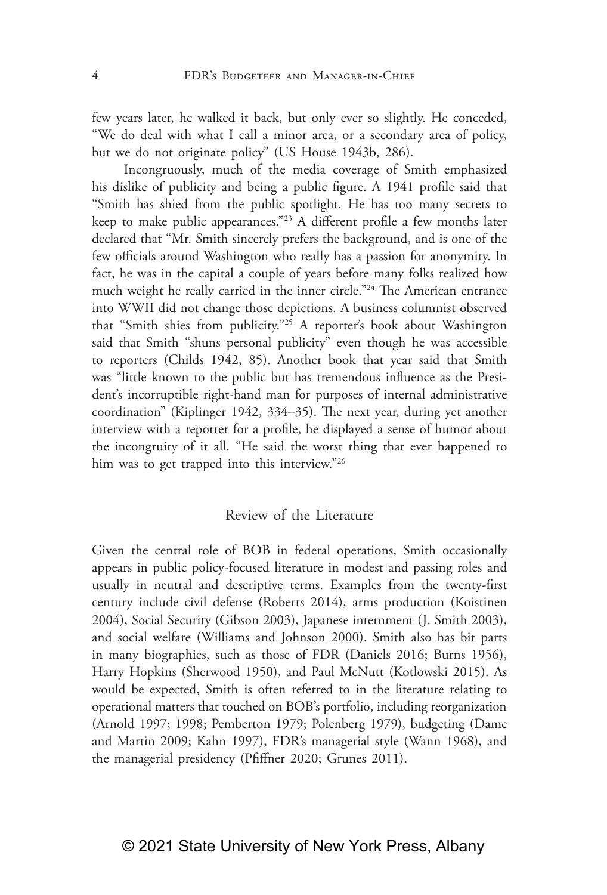few years later, he walked it back, but only ever so slightly. He conceded, "We do deal with what I call a minor area, or a secondary area of policy, but we do not originate policy" (US House 1943b, 286).

Incongruously, much of the media coverage of Smith emphasized his dislike of publicity and being a public figure. A 1941 profile said that "Smith has shied from the public spotlight. He has too many secrets to keep to make public appearances."[23] A different profile a few months later declared that "Mr. Smith sincerely prefers the background, and is one of the few officials around Washington who really has a passion for anonymity. In fact, he was in the capital a couple of years before many folks realized how much weight he really carried in the inner circle."[24] The American entrance into WWII did not change those depictions. A business columnist observed that "Smith shies from publicity."[25] A reporter's book about Washington said that Smith "shuns personal publicity" even though he was accessible to reporters (Childs 1942, 85). Another book that year said that Smith was "little known to the public but has tremendous influence as the President's incorruptible right-hand man for purposes of internal administrative coordination" (Kiplinger 1942, 334–35). The next year, during yet another interview with a reporter for a profile, he displayed a sense of humor about the incongruity of it all. "He said the worst thing that ever happened to him was to get trapped into this interview."[26]

## Review of the Literature

Given the central role of BOB in federal operations, Smith occasionally appears in public policy-focused literature in modest and passing roles and usually in neutral and descriptive terms. Examples from the twenty-first century include civil defense (Roberts 2014), arms production (Koistinen 2004), Social Security (Gibson 2003), Japanese internment (J. Smith 2003), and social welfare (Williams and Johnson 2000). Smith also has bit parts in many biographies, such as those of FDR (Daniels 2016; Burns 1956), Harry Hopkins (Sherwood 1950), and Paul McNutt (Kotlowski 2015). As would be expected, Smith is often referred to in the literature relating to operational matters that touched on BOB's portfolio, including reorganization (Arnold 1997; 1998; Pemberton 1979; Polenberg 1979), budgeting (Dame and Martin 2009; Kahn 1997), FDR's managerial style (Wann 1968), and the managerial presidency (Pfiffner 2020; Grunes 2011).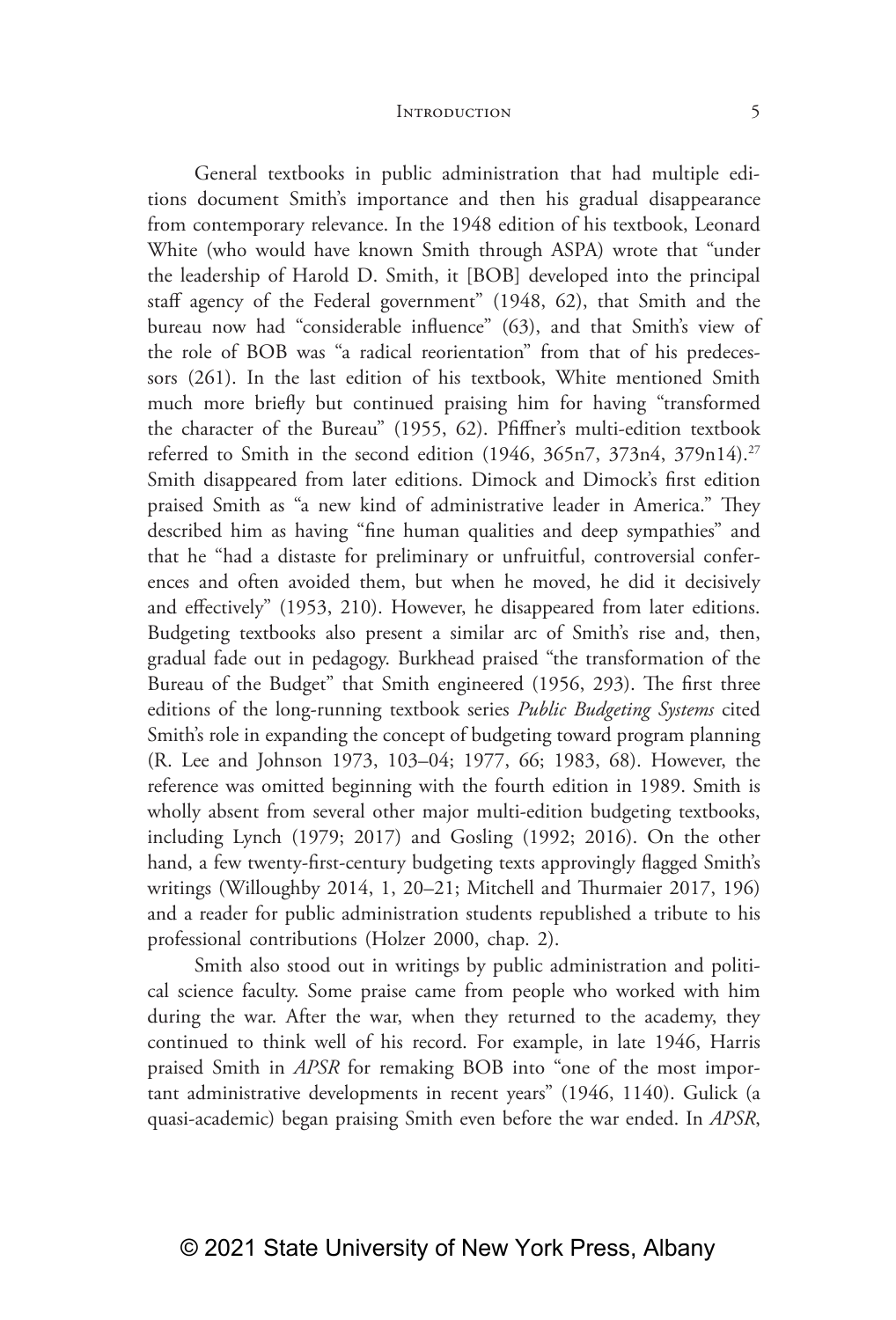General textbooks in public administration that had multiple editions document Smith's importance and then his gradual disappearance from contemporary relevance. In the 1948 edition of his textbook, Leonard White (who would have known Smith through ASPA) wrote that "under the leadership of Harold D. Smith, it [BOB] developed into the principal staff agency of the Federal government" (1948, 62), that Smith and the bureau now had "considerable influence" (63), and that Smith's view of the role of BOB was "a radical reorientation" from that of his predecessors (261). In the last edition of his textbook, White mentioned Smith much more briefly but continued praising him for having "transformed the character of the Bureau" (1955, 62). Pfiffner's multi-edition textbook referred to Smith in the second edition (1946, 365n7, 373n4, 379n14).[27] Smith disappeared from later editions. Dimock and Dimock's first edition praised Smith as "a new kind of administrative leader in America." They described him as having "fine human qualities and deep sympathies" and that he "had a distaste for preliminary or unfruitful, controversial conferences and often avoided them, but when he moved, he did it decisively and effectively" (1953, 210). However, he disappeared from later editions. Budgeting textbooks also present a similar arc of Smith's rise and, then, gradual fade out in pedagogy. Burkhead praised "the transformation of the Bureau of the Budget" that Smith engineered (1956, 293). The first three editions of the long-running textbook series *Public Budgeting Systems* cited Smith's role in expanding the concept of budgeting toward program planning (R. Lee and Johnson 1973, 103–04; 1977, 66; 1983, 68). However, the reference was omitted beginning with the fourth edition in 1989. Smith is wholly absent from several other major multi-edition budgeting textbooks, including Lynch (1979; 2017) and Gosling (1992; 2016). On the other hand, a few twenty-first-century budgeting texts approvingly flagged Smith's writings (Willoughby 2014, 1, 20–21; Mitchell and Thurmaier 2017, 196) and a reader for public administration students republished a tribute to his professional contributions (Holzer 2000, chap. 2).

Smith also stood out in writings by public administration and political science faculty. Some praise came from people who worked with him during the war. After the war, when they returned to the academy, they continued to think well of his record. For example, in late 1946, Harris praised Smith in *APSR* for remaking BOB into "one of the most important administrative developments in recent years" (1946, 1140). Gulick (a quasi-academic) began praising Smith even before the war ended. In *APSR*,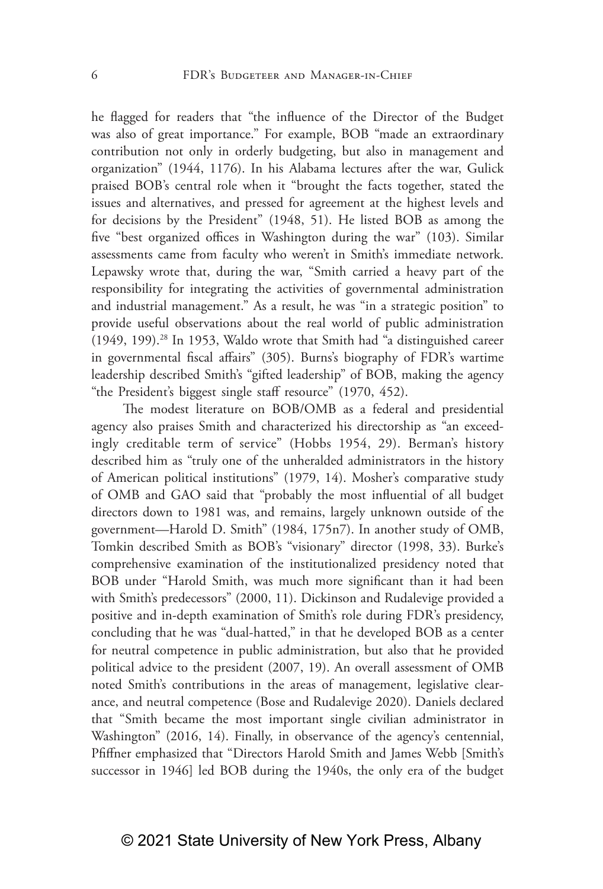he flagged for readers that "the influence of the Director of the Budget was also of great importance." For example, BOB "made an extraordinary contribution not only in orderly budgeting, but also in management and organization" (1944, 1176). In his Alabama lectures after the war, Gulick praised BOB's central role when it "brought the facts together, stated the issues and alternatives, and pressed for agreement at the highest levels and for decisions by the President" (1948, 51). He listed BOB as among the five "best organized offices in Washington during the war" (103). Similar assessments came from faculty who weren't in Smith's immediate network. Lepawsky wrote that, during the war, "Smith carried a heavy part of the responsibility for integrating the activities of governmental administration and industrial management." As a result, he was "in a strategic position" to provide useful observations about the real world of public administration (1949, 199).[28] In 1953, Waldo wrote that Smith had "a distinguished career in governmental fiscal affairs" (305). Burns's biography of FDR's wartime leadership described Smith's "gifted leadership" of BOB, making the agency "the President's biggest single staff resource" (1970, 452).

The modest literature on BOB/OMB as a federal and presidential agency also praises Smith and characterized his directorship as "an exceedingly creditable term of service" (Hobbs 1954, 29). Berman's history described him as "truly one of the unheralded administrators in the history of American political institutions" (1979, 14). Mosher's comparative study of OMB and GAO said that "probably the most influential of all budget directors down to 1981 was, and remains, largely unknown outside of the government—Harold D. Smith" (1984, 175n7). In another study of OMB, Tomkin described Smith as BOB's "visionary" director (1998, 33). Burke's comprehensive examination of the institutionalized presidency noted that BOB under "Harold Smith, was much more significant than it had been with Smith's predecessors" (2000, 11). Dickinson and Rudalevige provided a positive and in-depth examination of Smith's role during FDR's presidency, concluding that he was "dual-hatted," in that he developed BOB as a center for neutral competence in public administration, but also that he provided political advice to the president (2007, 19). An overall assessment of OMB noted Smith's contributions in the areas of management, legislative clearance, and neutral competence (Bose and Rudalevige 2020). Daniels declared that "Smith became the most important single civilian administrator in Washington" (2016, 14). Finally, in observance of the agency's centennial, Pfiffner emphasized that "Directors Harold Smith and James Webb [Smith's successor in 1946] led BOB during the 1940s, the only era of the budget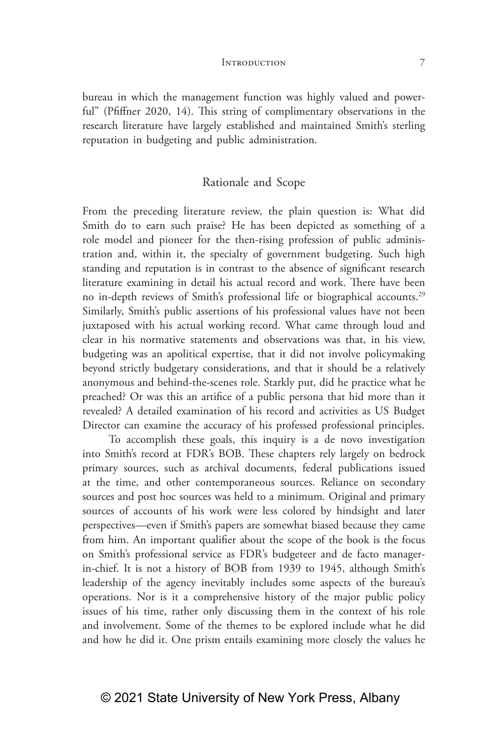bureau in which the management function was highly valued and powerful" (Pfiffner 2020, 14). This string of complimentary observations in the research literature have largely established and maintained Smith's sterling reputation in budgeting and public administration.

## Rationale and Scope

From the preceding literature review, the plain question is: What did Smith do to earn such praise? He has been depicted as something of a role model and pioneer for the then-rising profession of public administration and, within it, the specialty of government budgeting. Such high standing and reputation is in contrast to the absence of significant research literature examining in detail his actual record and work. There have been no in-depth reviews of Smith's professional life or biographical accounts.[29] Similarly, Smith's public assertions of his professional values have not been juxtaposed with his actual working record. What came through loud and clear in his normative statements and observations was that, in his view, budgeting was an apolitical expertise, that it did not involve policymaking beyond strictly budgetary considerations, and that it should be a relatively anonymous and behind-the-scenes role. Starkly put, did he practice what he preached? Or was this an artifice of a public persona that hid more than it revealed? A detailed examination of his record and activities as US Budget Director can examine the accuracy of his professed professional principles.

To accomplish these goals, this inquiry is a de novo investigation into Smith's record at FDR's BOB. These chapters rely largely on bedrock primary sources, such as archival documents, federal publications issued at the time, and other contemporaneous sources. Reliance on secondary sources and post hoc sources was held to a minimum. Original and primary sources of accounts of his work were less colored by hindsight and later perspectives—even if Smith's papers are somewhat biased because they came from him. An important qualifier about the scope of the book is the focus on Smith's professional service as FDR's budgeteer and de facto manager-in-chief. It is not a history of BOB from 1939 to 1945, although Smith's leadership of the agency inevitably includes some aspects of the bureau's operations. Nor is it a comprehensive history of the major public policy issues of his time, rather only discussing them in the context of his role and involvement. Some of the themes to be explored include what he did and how he did it. One prism entails examining more closely the values he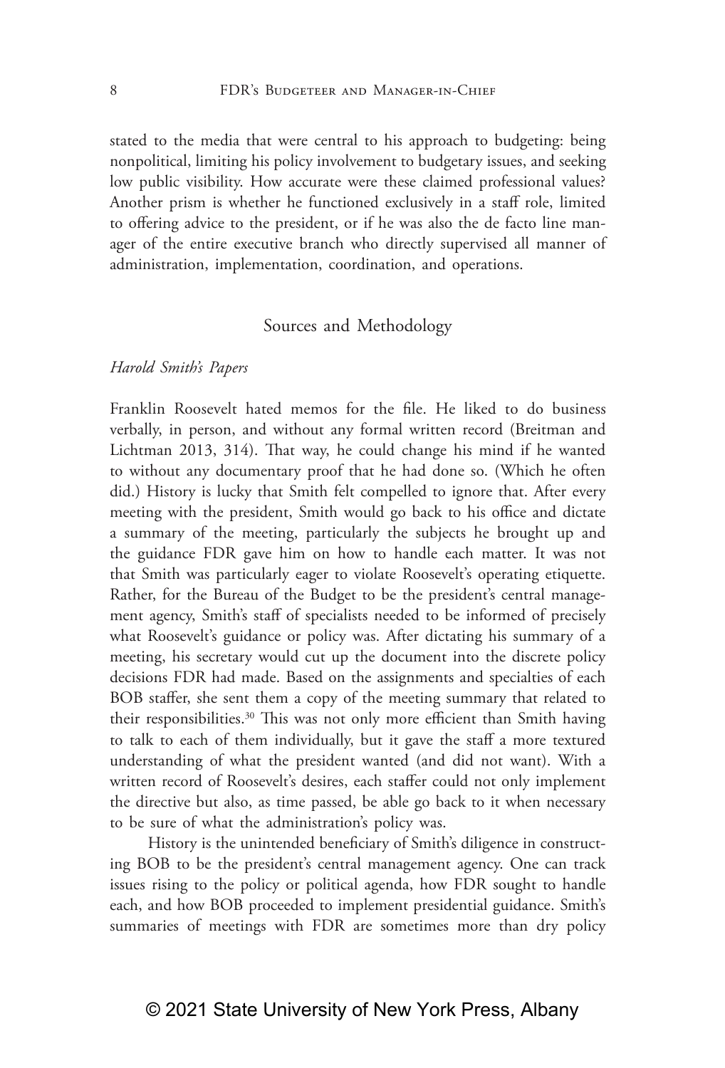stated to the media that were central to his approach to budgeting: being nonpolitical, limiting his policy involvement to budgetary issues, and seeking low public visibility. How accurate were these claimed professional values? Another prism is whether he functioned exclusively in a staff role, limited to offering advice to the president, or if he was also the de facto line manager of the entire executive branch who directly supervised all manner of administration, implementation, coordination, and operations.

## Sources and Methodology

### *Harold Smith's Papers*

Franklin Roosevelt hated memos for the file. He liked to do business verbally, in person, and without any formal written record (Breitman and Lichtman 2013, 314). That way, he could change his mind if he wanted to without any documentary proof that he had done so. (Which he often did.) History is lucky that Smith felt compelled to ignore that. After every meeting with the president, Smith would go back to his office and dictate a summary of the meeting, particularly the subjects he brought up and the guidance FDR gave him on how to handle each matter. It was not that Smith was particularly eager to violate Roosevelt's operating etiquette. Rather, for the Bureau of the Budget to be the president's central management agency, Smith's staff of specialists needed to be informed of precisely what Roosevelt's guidance or policy was. After dictating his summary of a meeting, his secretary would cut up the document into the discrete policy decisions FDR had made. Based on the assignments and specialties of each BOB staffer, she sent them a copy of the meeting summary that related to their responsibilities.[30] This was not only more efficient than Smith having to talk to each of them individually, but it gave the staff a more textured understanding of what the president wanted (and did not want). With a written record of Roosevelt's desires, each staffer could not only implement the directive but also, as time passed, be able go back to it when necessary to be sure of what the administration's policy was.

History is the unintended beneficiary of Smith's diligence in constructing BOB to be the president's central management agency. One can track issues rising to the policy or political agenda, how FDR sought to handle each, and how BOB proceeded to implement presidential guidance. Smith's summaries of meetings with FDR are sometimes more than dry policy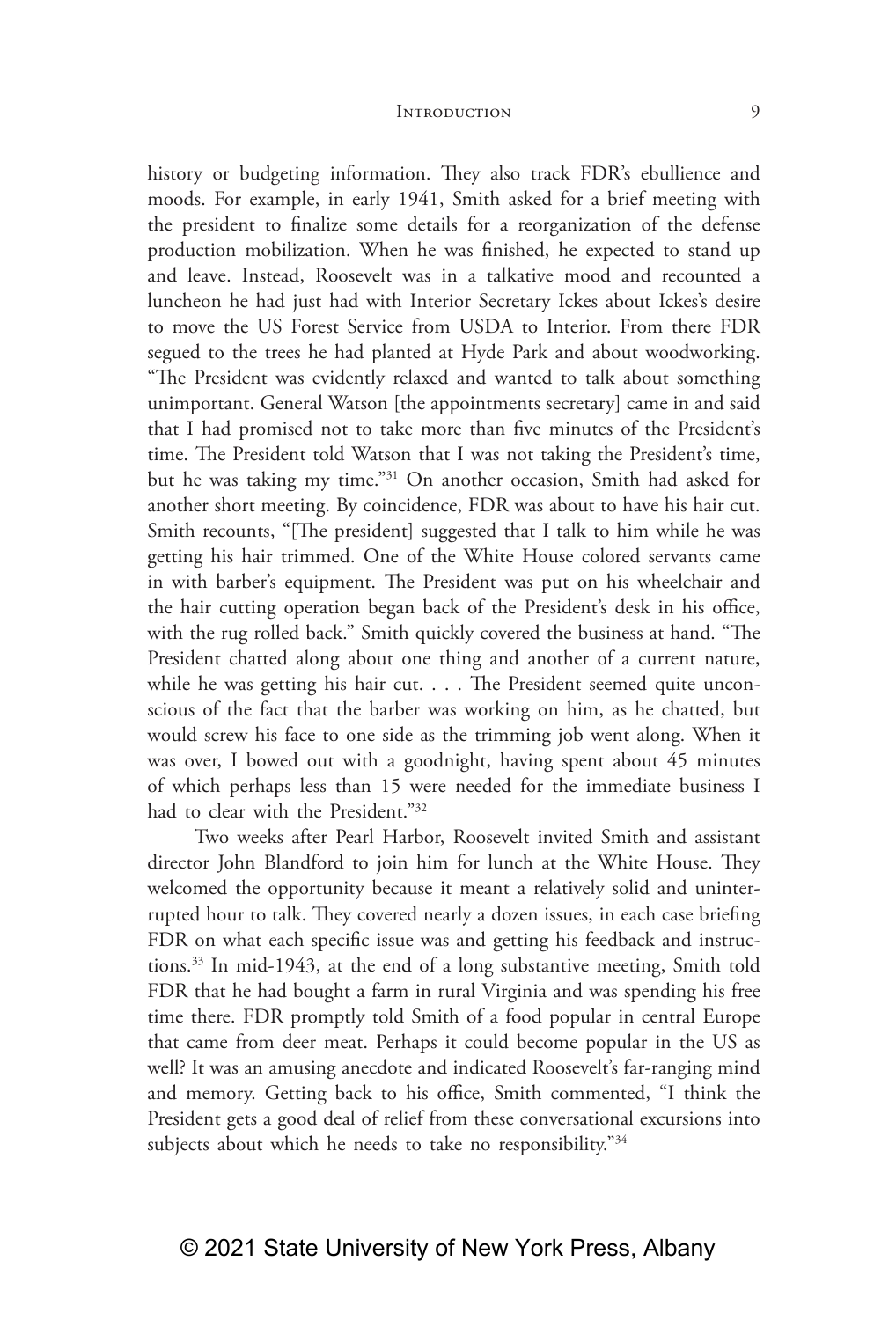history or budgeting information. They also track FDR's ebullience and moods. For example, in early 1941, Smith asked for a brief meeting with the president to finalize some details for a reorganization of the defense production mobilization. When he was finished, he expected to stand up and leave. Instead, Roosevelt was in a talkative mood and recounted a luncheon he had just had with Interior Secretary Ickes about Ickes's desire to move the US Forest Service from USDA to Interior. From there FDR segued to the trees he had planted at Hyde Park and about woodworking. "The President was evidently relaxed and wanted to talk about something unimportant. General Watson [the appointments secretary] came in and said that I had promised not to take more than five minutes of the President's time. The President told Watson that I was not taking the President's time, but he was taking my time."[31] On another occasion, Smith had asked for another short meeting. By coincidence, FDR was about to have his hair cut. Smith recounts, "[The president] suggested that I talk to him while he was getting his hair trimmed. One of the White House colored servants came in with barber's equipment. The President was put on his wheelchair and the hair cutting operation began back of the President's desk in his office, with the rug rolled back." Smith quickly covered the business at hand. "The President chatted along about one thing and another of a current nature, while he was getting his hair cut. . . . The President seemed quite unconscious of the fact that the barber was working on him, as he chatted, but would screw his face to one side as the trimming job went along. When it was over, I bowed out with a goodnight, having spent about 45 minutes of which perhaps less than 15 were needed for the immediate business I had to clear with the President."[32]

Two weeks after Pearl Harbor, Roosevelt invited Smith and assistant director John Blandford to join him for lunch at the White House. They welcomed the opportunity because it meant a relatively solid and uninterrupted hour to talk. They covered nearly a dozen issues, in each case briefing FDR on what each specific issue was and getting his feedback and instructions.[33] In mid-1943, at the end of a long substantive meeting, Smith told FDR that he had bought a farm in rural Virginia and was spending his free time there. FDR promptly told Smith of a food popular in central Europe that came from deer meat. Perhaps it could become popular in the US as well? It was an amusing anecdote and indicated Roosevelt's far-ranging mind and memory. Getting back to his office, Smith commented, "I think the President gets a good deal of relief from these conversational excursions into subjects about which he needs to take no responsibility."[34]

© 2021 State University of New York Press, Albany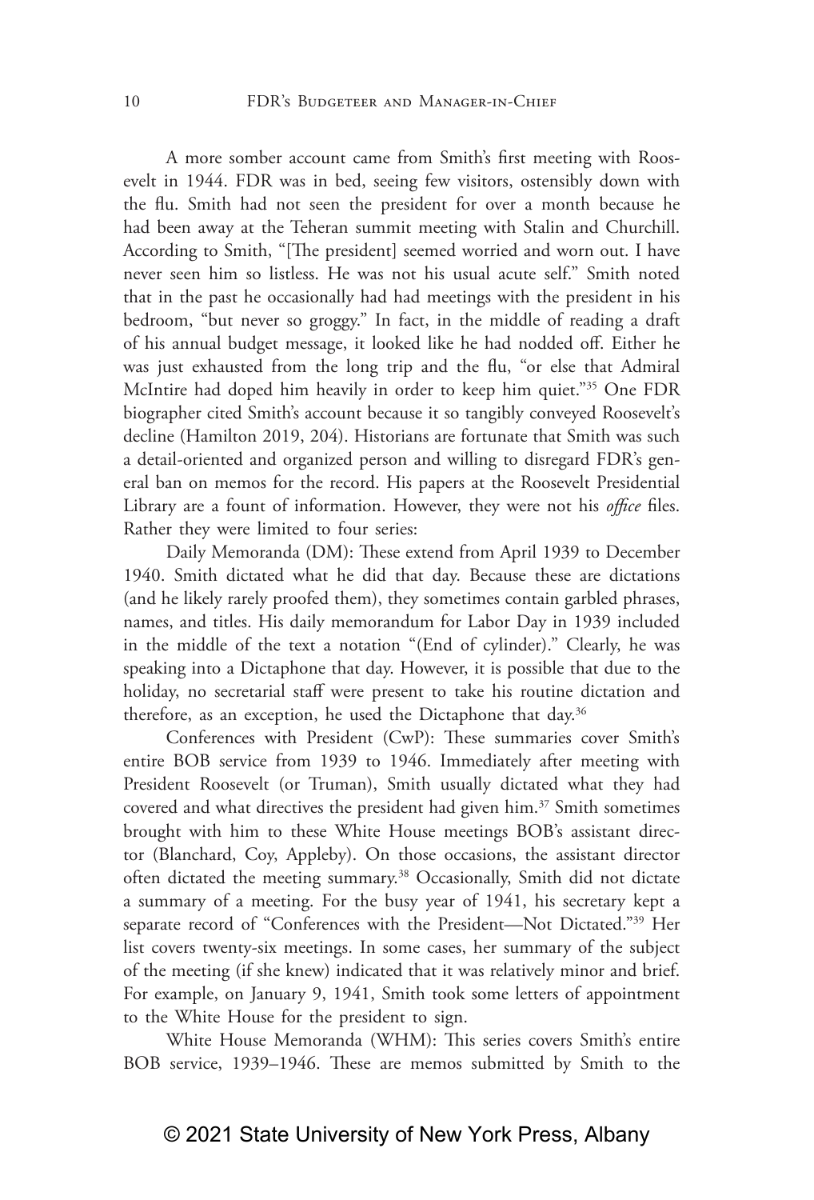A more somber account came from Smith's first meeting with Roosevelt in 1944. FDR was in bed, seeing few visitors, ostensibly down with the flu. Smith had not seen the president for over a month because he had been away at the Teheran summit meeting with Stalin and Churchill. According to Smith, "[The president] seemed worried and worn out. I have never seen him so listless. He was not his usual acute self." Smith noted that in the past he occasionally had had meetings with the president in his bedroom, "but never so groggy." In fact, in the middle of reading a draft of his annual budget message, it looked like he had nodded off. Either he was just exhausted from the long trip and the flu, "or else that Admiral McIntire had doped him heavily in order to keep him quiet."[35] One FDR biographer cited Smith's account because it so tangibly conveyed Roosevelt's decline (Hamilton 2019, 204). Historians are fortunate that Smith was such a detail-oriented and organized person and willing to disregard FDR's general ban on memos for the record. His papers at the Roosevelt Presidential Library are a fount of information. However, they were not his *office* files. Rather they were limited to four series:

Daily Memoranda (DM): These extend from April 1939 to December 1940. Smith dictated what he did that day. Because these are dictations (and he likely rarely proofed them), they sometimes contain garbled phrases, names, and titles. His daily memorandum for Labor Day in 1939 included in the middle of the text a notation "(End of cylinder)." Clearly, he was speaking into a Dictaphone that day. However, it is possible that due to the holiday, no secretarial staff were present to take his routine dictation and therefore, as an exception, he used the Dictaphone that day.[36]

Conferences with President (CwP): These summaries cover Smith's entire BOB service from 1939 to 1946. Immediately after meeting with President Roosevelt (or Truman), Smith usually dictated what they had covered and what directives the president had given him.[37] Smith sometimes brought with him to these White House meetings BOB's assistant director (Blanchard, Coy, Appleby). On those occasions, the assistant director often dictated the meeting summary.[38] Occasionally, Smith did not dictate a summary of a meeting. For the busy year of 1941, his secretary kept a separate record of "Conferences with the President—Not Dictated."[39] Her list covers twenty-six meetings. In some cases, her summary of the subject of the meeting (if she knew) indicated that it was relatively minor and brief. For example, on January 9, 1941, Smith took some letters of appointment to the White House for the president to sign.

White House Memoranda (WHM): This series covers Smith's entire BOB service, 1939–1946. These are memos submitted by Smith to the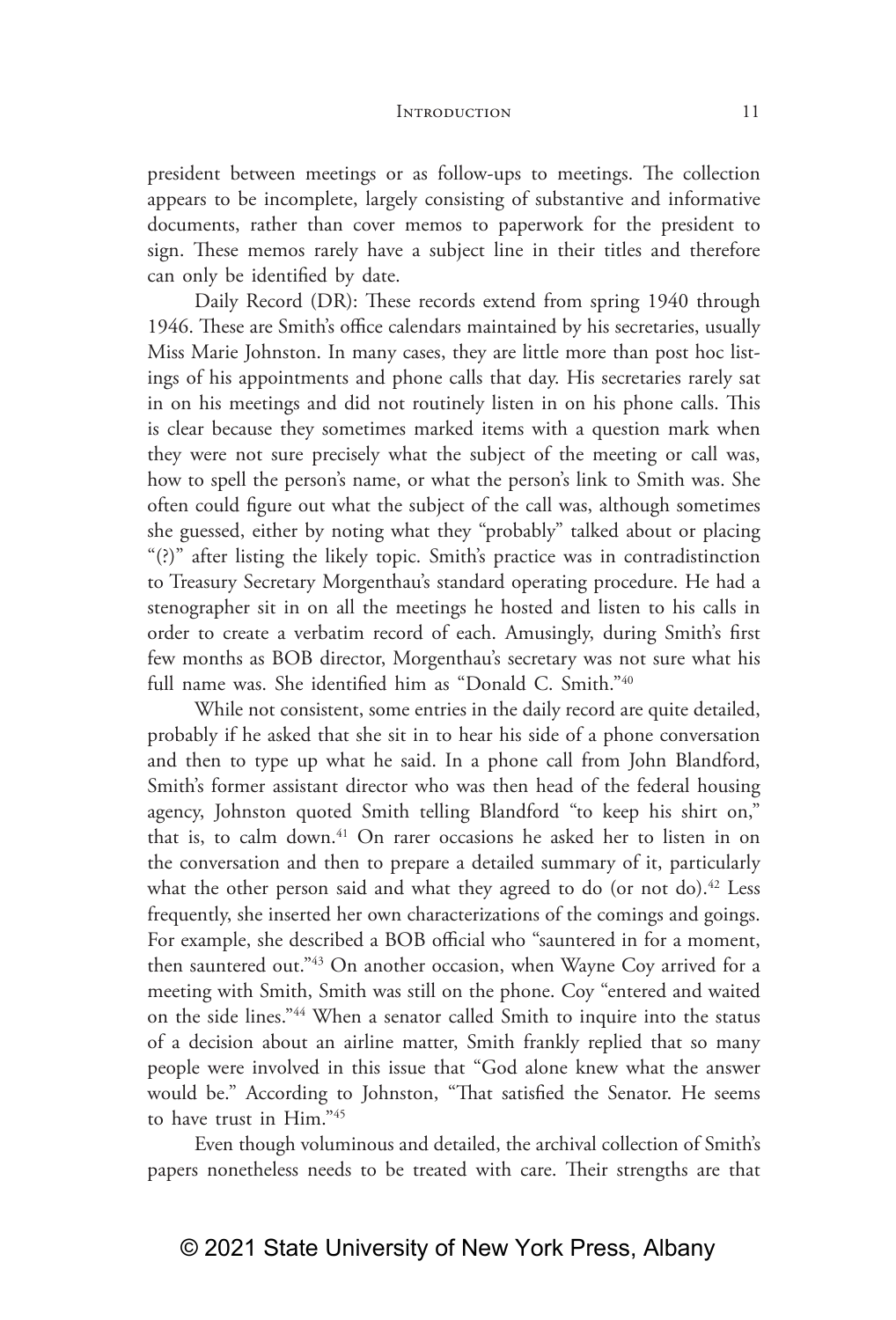president between meetings or as follow-ups to meetings. The collection appears to be incomplete, largely consisting of substantive and informative documents, rather than cover memos to paperwork for the president to sign. These memos rarely have a subject line in their titles and therefore can only be identified by date.

Daily Record (DR): These records extend from spring 1940 through 1946. These are Smith's office calendars maintained by his secretaries, usually Miss Marie Johnston. In many cases, they are little more than post hoc listings of his appointments and phone calls that day. His secretaries rarely sat in on his meetings and did not routinely listen in on his phone calls. This is clear because they sometimes marked items with a question mark when they were not sure precisely what the subject of the meeting or call was, how to spell the person's name, or what the person's link to Smith was. She often could figure out what the subject of the call was, although sometimes she guessed, either by noting what they "probably" talked about or placing "(?)" after listing the likely topic. Smith's practice was in contradistinction to Treasury Secretary Morgenthau's standard operating procedure. He had a stenographer sit in on all the meetings he hosted and listen to his calls in order to create a verbatim record of each. Amusingly, during Smith's first few months as BOB director, Morgenthau's secretary was not sure what his full name was. She identified him as "Donald C. Smith."[40]

While not consistent, some entries in the daily record are quite detailed, probably if he asked that she sit in to hear his side of a phone conversation and then to type up what he said. In a phone call from John Blandford, Smith's former assistant director who was then head of the federal housing agency, Johnston quoted Smith telling Blandford "to keep his shirt on," that is, to calm down.[41] On rarer occasions he asked her to listen in on the conversation and then to prepare a detailed summary of it, particularly what the other person said and what they agreed to do (or not do).[42] Less frequently, she inserted her own characterizations of the comings and goings. For example, she described a BOB official who "sauntered in for a moment, then sauntered out."[43] On another occasion, when Wayne Coy arrived for a meeting with Smith, Smith was still on the phone. Coy "entered and waited on the side lines."[44] When a senator called Smith to inquire into the status of a decision about an airline matter, Smith frankly replied that so many people were involved in this issue that "God alone knew what the answer would be." According to Johnston, "That satisfied the Senator. He seems to have trust in Him."[45]

Even though voluminous and detailed, the archival collection of Smith's papers nonetheless needs to be treated with care. Their strengths are that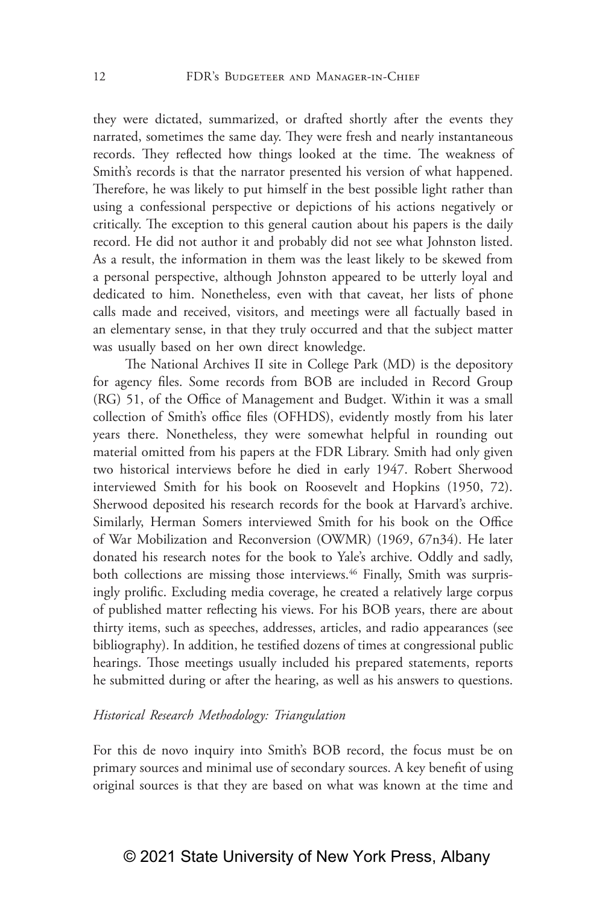they were dictated, summarized, or drafted shortly after the events they narrated, sometimes the same day. They were fresh and nearly instantaneous records. They reflected how things looked at the time. The weakness of Smith's records is that the narrator presented his version of what happened. Therefore, he was likely to put himself in the best possible light rather than using a confessional perspective or depictions of his actions negatively or critically. The exception to this general caution about his papers is the daily record. He did not author it and probably did not see what Johnston listed. As a result, the information in them was the least likely to be skewed from a personal perspective, although Johnston appeared to be utterly loyal and dedicated to him. Nonetheless, even with that caveat, her lists of phone calls made and received, visitors, and meetings were all factually based in an elementary sense, in that they truly occurred and that the subject matter was usually based on her own direct knowledge.

The National Archives II site in College Park (MD) is the depository for agency files. Some records from BOB are included in Record Group (RG) 51, of the Office of Management and Budget. Within it was a small collection of Smith's office files (OFHDS), evidently mostly from his later years there. Nonetheless, they were somewhat helpful in rounding out material omitted from his papers at the FDR Library. Smith had only given two historical interviews before he died in early 1947. Robert Sherwood interviewed Smith for his book on Roosevelt and Hopkins (1950, 72). Sherwood deposited his research records for the book at Harvard's archive. Similarly, Herman Somers interviewed Smith for his book on the Office of War Mobilization and Reconversion (OWMR) (1969, 67n34). He later donated his research notes for the book to Yale's archive. Oddly and sadly, both collections are missing those interviews.[46] Finally, Smith was surprisingly prolific. Excluding media coverage, he created a relatively large corpus of published matter reflecting his views. For his BOB years, there are about thirty items, such as speeches, addresses, articles, and radio appearances (see bibliography). In addition, he testified dozens of times at congressional public hearings. Those meetings usually included his prepared statements, reports he submitted during or after the hearing, as well as his answers to questions.

### *Historical Research Methodology: Triangulation*

For this de novo inquiry into Smith's BOB record, the focus must be on primary sources and minimal use of secondary sources. A key benefit of using original sources is that they are based on what was known at the time and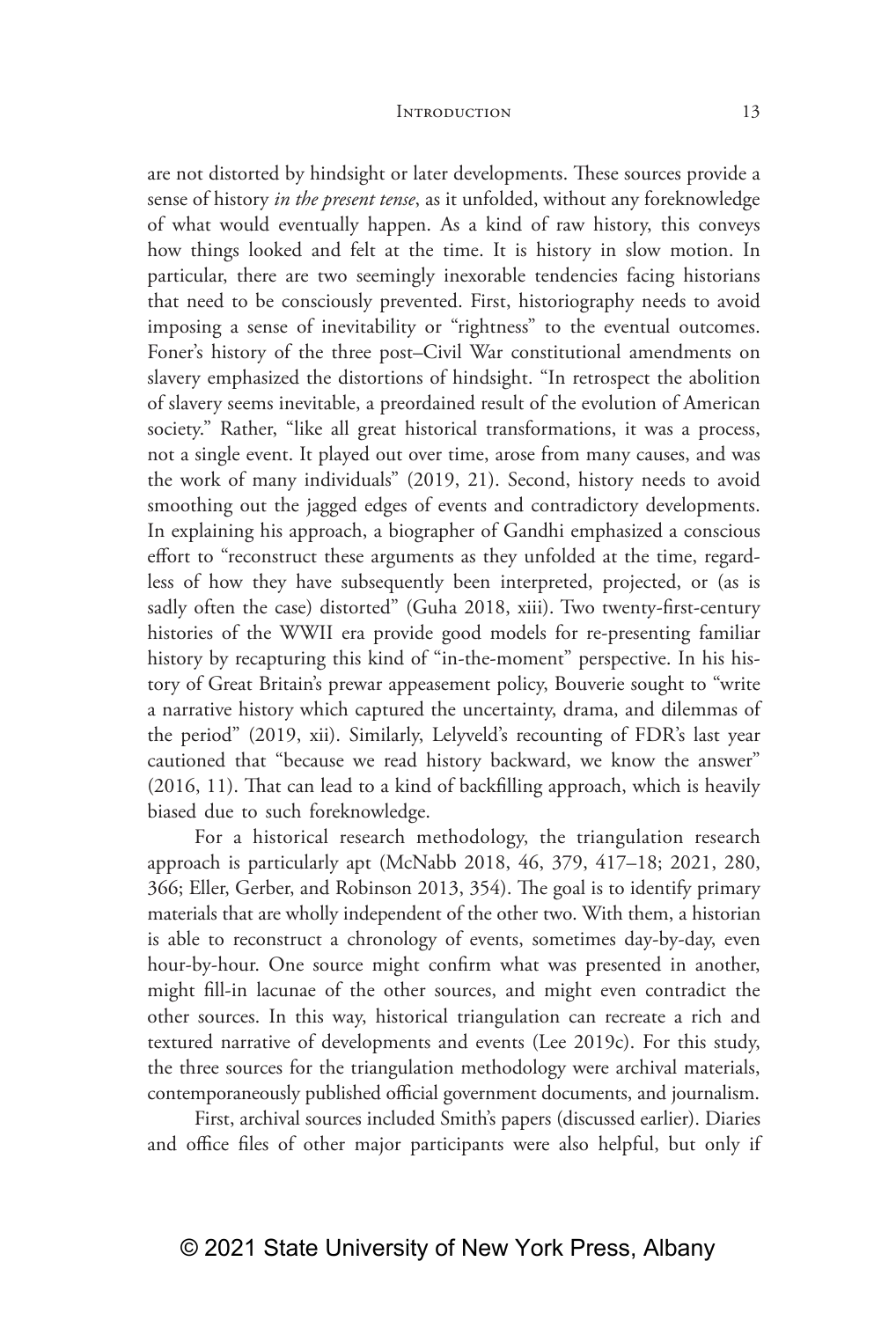are not distorted by hindsight or later developments. These sources provide a sense of history *in the present tense*, as it unfolded, without any foreknowledge of what would eventually happen. As a kind of raw history, this conveys how things looked and felt at the time. It is history in slow motion. In particular, there are two seemingly inexorable tendencies facing historians that need to be consciously prevented. First, historiography needs to avoid imposing a sense of inevitability or "rightness" to the eventual outcomes. Foner's history of the three post–Civil War constitutional amendments on slavery emphasized the distortions of hindsight. "In retrospect the abolition of slavery seems inevitable, a preordained result of the evolution of American society." Rather, "like all great historical transformations, it was a process, not a single event. It played out over time, arose from many causes, and was the work of many individuals" (2019, 21). Second, history needs to avoid smoothing out the jagged edges of events and contradictory developments. In explaining his approach, a biographer of Gandhi emphasized a conscious effort to "reconstruct these arguments as they unfolded at the time, regardless of how they have subsequently been interpreted, projected, or (as is sadly often the case) distorted" (Guha 2018, xiii). Two twenty-first-century histories of the WWII era provide good models for re-presenting familiar history by recapturing this kind of "in-the-moment" perspective. In his history of Great Britain's prewar appeasement policy, Bouverie sought to "write a narrative history which captured the uncertainty, drama, and dilemmas of the period" (2019, xii). Similarly, Lelyveld's recounting of FDR's last year cautioned that "because we read history backward, we know the answer" (2016, 11). That can lead to a kind of backfilling approach, which is heavily biased due to such foreknowledge.

For a historical research methodology, the triangulation research approach is particularly apt (McNabb 2018, 46, 379, 417–18; 2021, 280, 366; Eller, Gerber, and Robinson 2013, 354). The goal is to identify primary materials that are wholly independent of the other two. With them, a historian is able to reconstruct a chronology of events, sometimes day-by-day, even hour-by-hour. One source might confirm what was presented in another, might fill-in lacunae of the other sources, and might even contradict the other sources. In this way, historical triangulation can recreate a rich and textured narrative of developments and events (Lee 2019c). For this study, the three sources for the triangulation methodology were archival materials, contemporaneously published official government documents, and journalism.

First, archival sources included Smith's papers (discussed earlier). Diaries and office files of other major participants were also helpful, but only if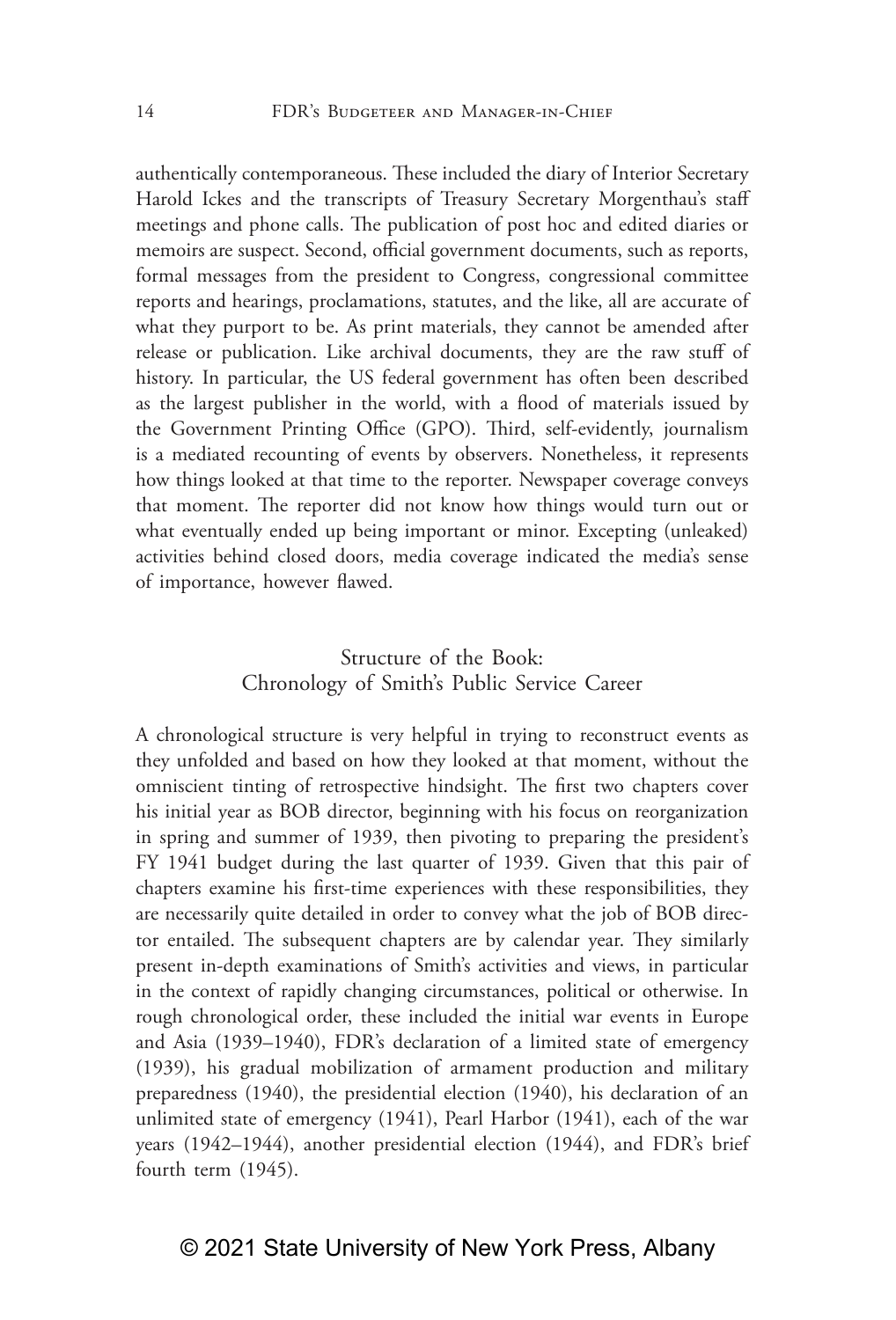authentically contemporaneous. These included the diary of Interior Secretary Harold Ickes and the transcripts of Treasury Secretary Morgenthau's staff meetings and phone calls. The publication of post hoc and edited diaries or memoirs are suspect. Second, official government documents, such as reports, formal messages from the president to Congress, congressional committee reports and hearings, proclamations, statutes, and the like, all are accurate of what they purport to be. As print materials, they cannot be amended after release or publication. Like archival documents, they are the raw stuff of history. In particular, the US federal government has often been described as the largest publisher in the world, with a flood of materials issued by the Government Printing Office (GPO). Third, self-evidently, journalism is a mediated recounting of events by observers. Nonetheless, it represents how things looked at that time to the reporter. Newspaper coverage conveys that moment. The reporter did not know how things would turn out or what eventually ended up being important or minor. Excepting (unleaked) activities behind closed doors, media coverage indicated the media's sense of importance, however flawed.

## Structure of the Book: Chronology of Smith's Public Service Career

A chronological structure is very helpful in trying to reconstruct events as they unfolded and based on how they looked at that moment, without the omniscient tinting of retrospective hindsight. The first two chapters cover his initial year as BOB director, beginning with his focus on reorganization in spring and summer of 1939, then pivoting to preparing the president's FY 1941 budget during the last quarter of 1939. Given that this pair of chapters examine his first-time experiences with these responsibilities, they are necessarily quite detailed in order to convey what the job of BOB director entailed. The subsequent chapters are by calendar year. They similarly present in-depth examinations of Smith's activities and views, in particular in the context of rapidly changing circumstances, political or otherwise. In rough chronological order, these included the initial war events in Europe and Asia (1939–1940), FDR's declaration of a limited state of emergency (1939), his gradual mobilization of armament production and military preparedness (1940), the presidential election (1940), his declaration of an unlimited state of emergency (1941), Pearl Harbor (1941), each of the war years (1942–1944), another presidential election (1944), and FDR's brief fourth term (1945).

© 2021 State University of New York Press, Albany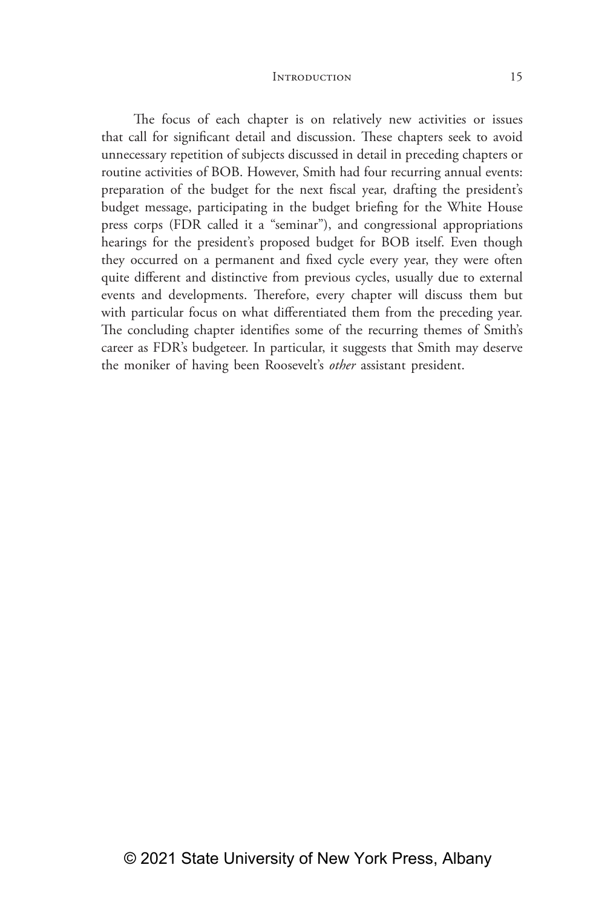The focus of each chapter is on relatively new activities or issues that call for significant detail and discussion. These chapters seek to avoid unnecessary repetition of subjects discussed in detail in preceding chapters or routine activities of BOB. However, Smith had four recurring annual events: preparation of the budget for the next fiscal year, drafting the president's budget message, participating in the budget briefing for the White House press corps (FDR called it a "seminar"), and congressional appropriations hearings for the president's proposed budget for BOB itself. Even though they occurred on a permanent and fixed cycle every year, they were often quite different and distinctive from previous cycles, usually due to external events and developments. Therefore, every chapter will discuss them but with particular focus on what differentiated them from the preceding year. The concluding chapter identifies some of the recurring themes of Smith's career as FDR's budgeteer. In particular, it suggests that Smith may deserve the moniker of having been Roosevelt's *other* assistant president.

© 2021 State University of New York Press, Albany